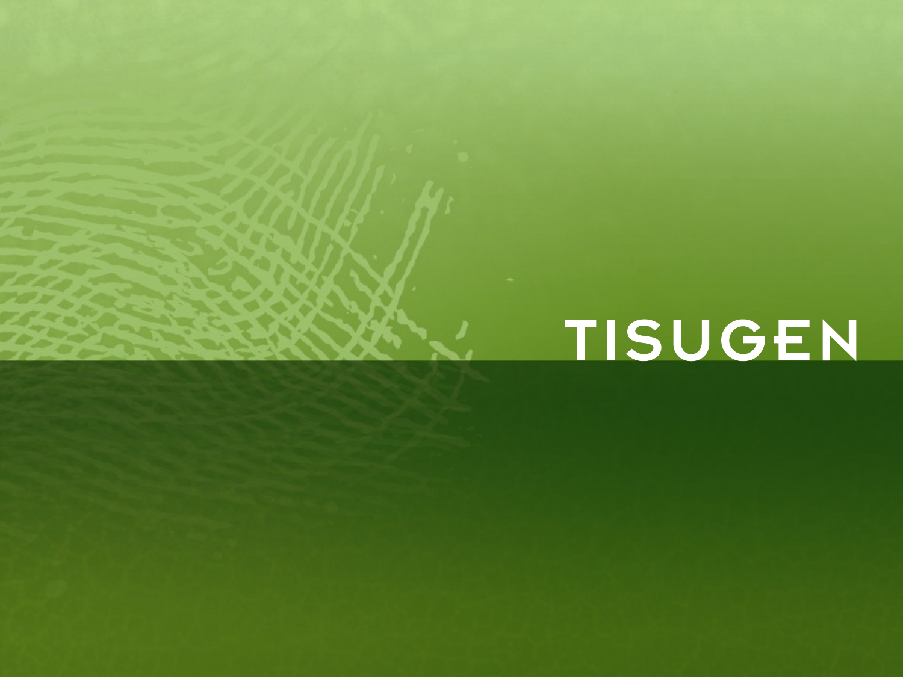# TISUGEN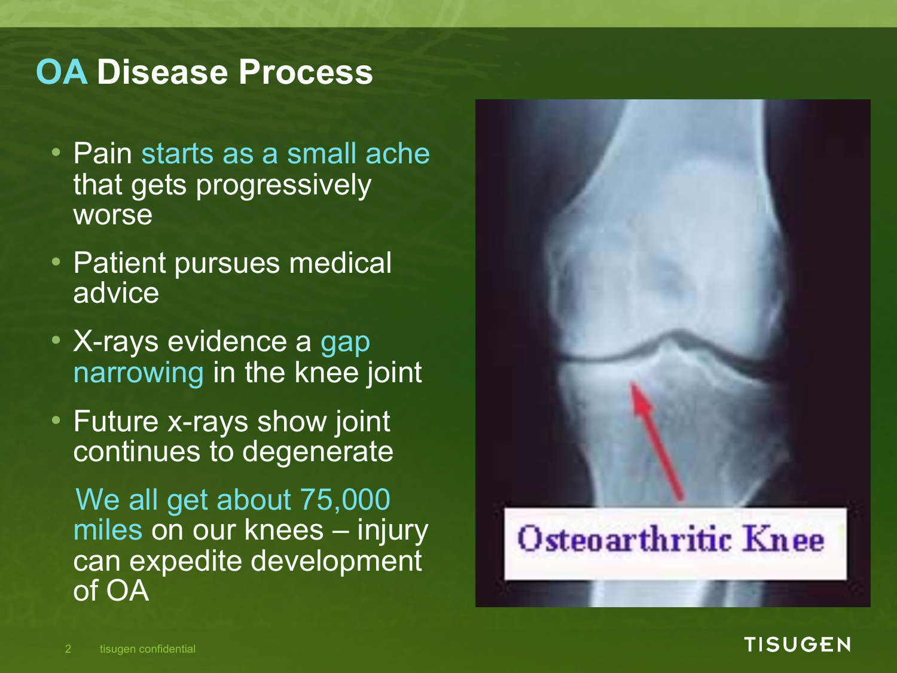# OA Disease Process

- Pain starts as a small ache that gets progressively worse
- Patient pursues medical advice
- X-rays evidence a gap narrowing in the knee joint
- Future x-rays show joint continues to degenerate

We all get about 75,000 miles on our knees – injury can expedite development of OA

Osteoarthritic Knee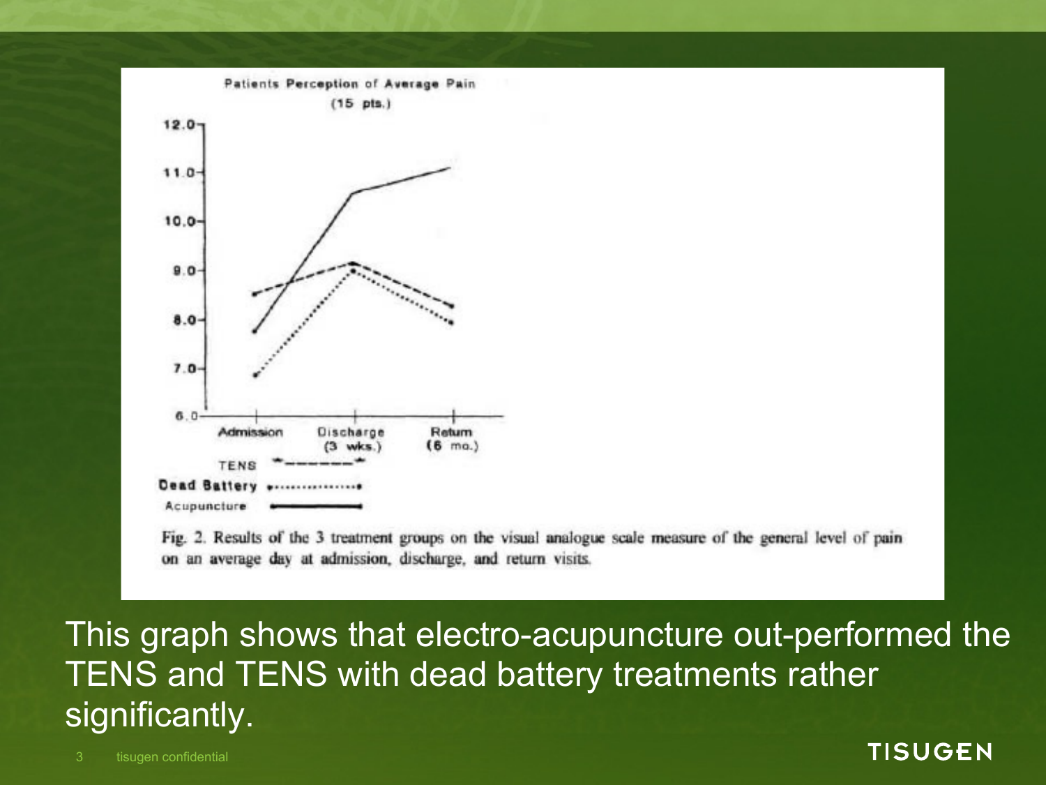Patients Perception of Average Pain

(15 pts.)

Fig. 2. Results of the 3 treatment groups on the visual analogue scale measure of the general level of pain on an average day at admission, discharge, and return visits.

This graph shows that electro-acupuncture out-performed the TENS and TENS with dead battery treatments rather significantly.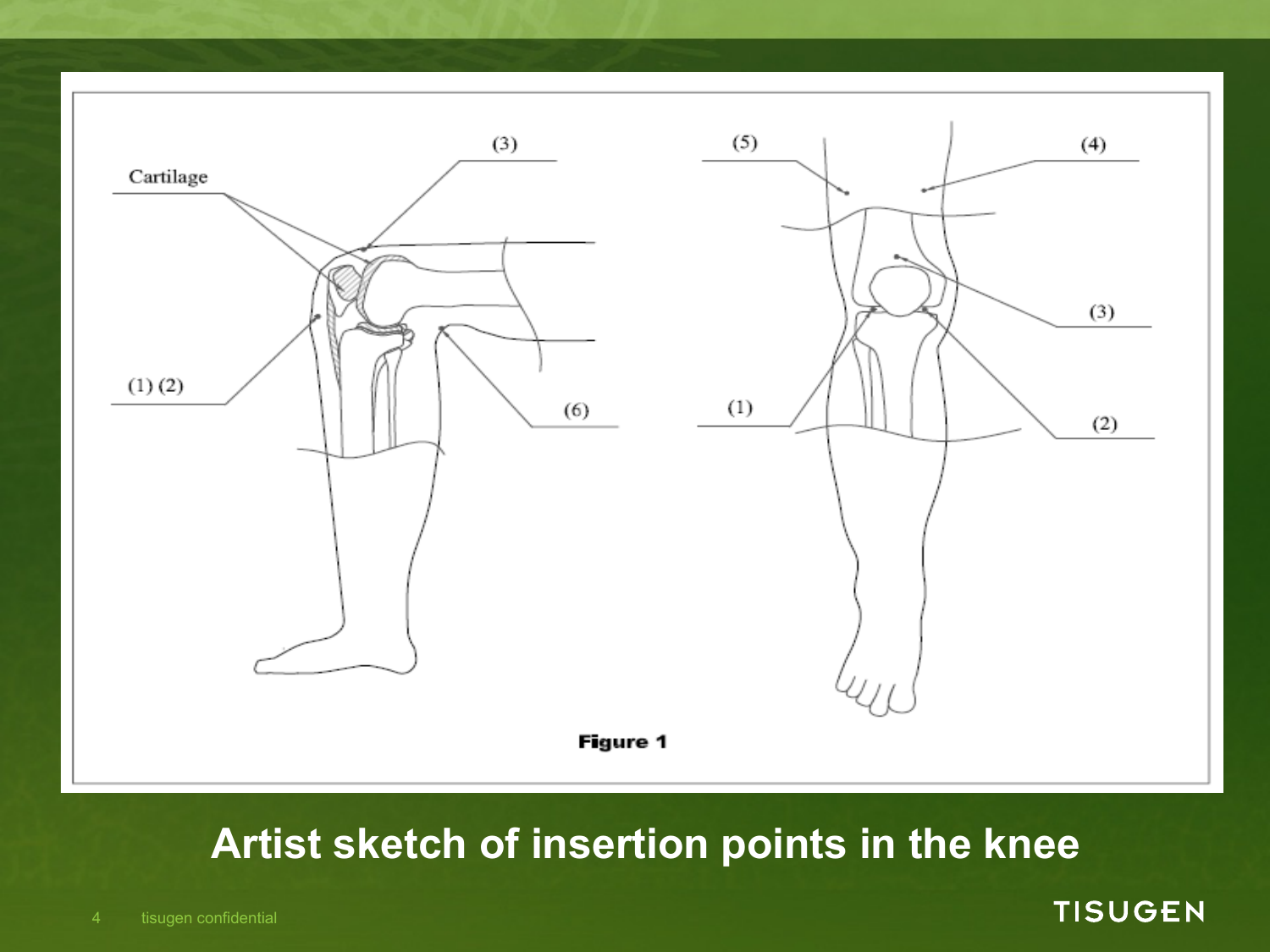Cartilage

(3)

(1) (2)

(6)

(5)

(4)

(3)

(1)

(2)

**Figure 1**

# Artist sketch of insertion points in the knee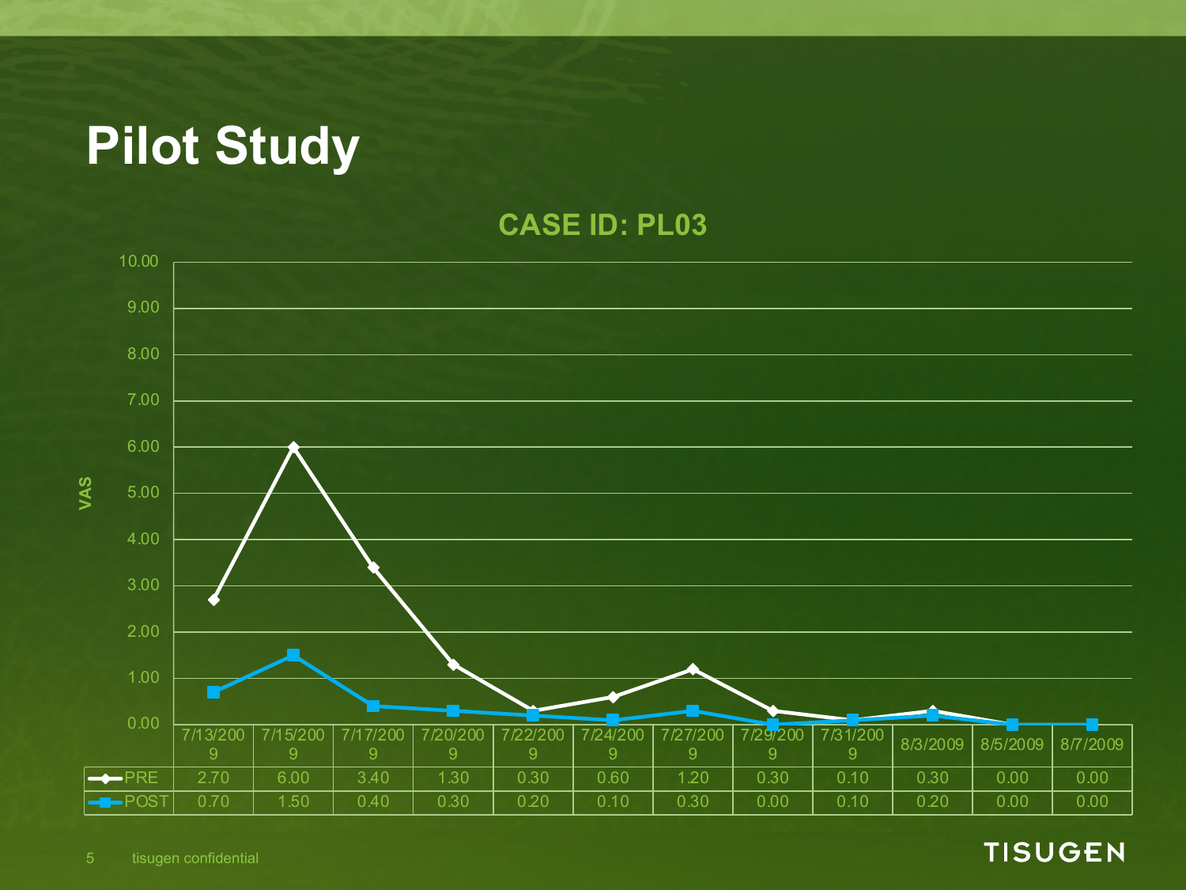# Pilot Study

**CASE ID: PL03**

VAS

| | 7/13/2009 | 7/15/2009 | 7/17/2009 | 7/20/2009 | 7/22/2009 | 7/24/2009 | 7/27/2009 | 7/29/2009 | 7/31/2009 | 8/3/2009 | 8/5/2009 | 8/7/2009 |
|---|---|---|---|---|---|---|---|---|---|---|---|---|
| PRE | 2.70 | 6.00 | 3.40 | 1.30 | 0.30 | 0.60 | 1.20 | 0.30 | 0.10 | 0.30 | 0.00 | 0.00 |
| POST | 0.70 | 1.50 | 0.40 | 0.30 | 0.20 | 0.10 | 0.30 | 0.00 | 0.10 | 0.20 | 0.00 | 0.00 |

tisugen confidential

TISUGEN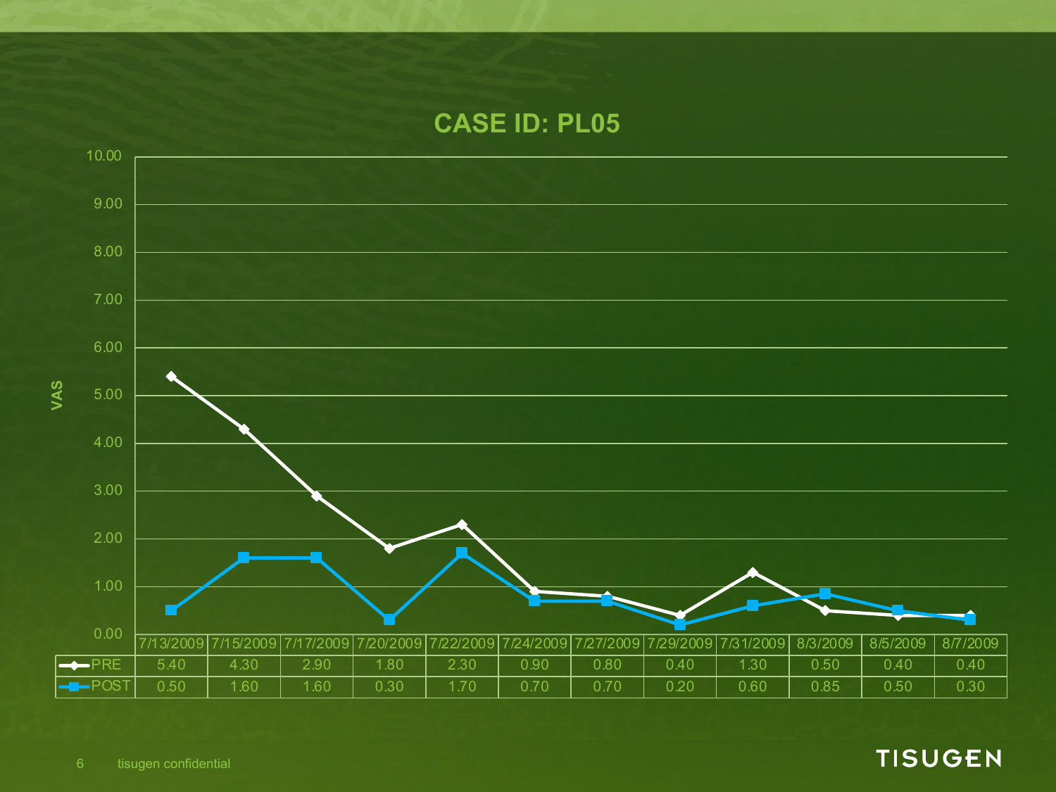# CASE ID: PL05

VAS

| | 7/13/2009 | 7/15/2009 | 7/17/2009 | 7/20/2009 | 7/22/2009 | 7/24/2009 | 7/27/2009 | 7/29/2009 | 7/31/2009 | 8/3/2009 | 8/5/2009 | 8/7/2009 |
|---|---|---|---|---|---|---|---|---|---|---|---|---|
| PRE | 5.40 | 4.30 | 2.90 | 1.80 | 2.30 | 0.90 | 0.80 | 0.40 | 1.30 | 0.50 | 0.40 | 0.40 |
| POST | 0.50 | 1.60 | 1.60 | 0.30 | 1.70 | 0.70 | 0.70 | 0.20 | 0.60 | 0.85 | 0.50 | 0.30 |

tisugen confidential

TISUGEN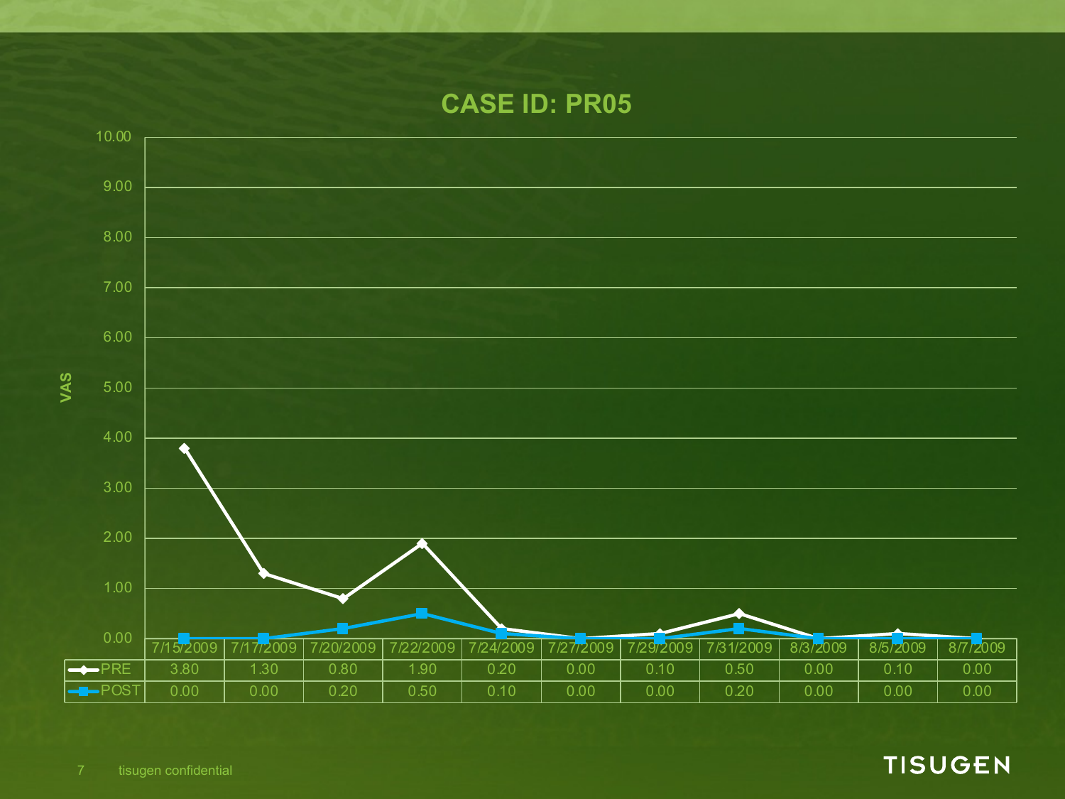# CASE ID: PR05

|  | 7/15/2009 | 7/17/2009 | 7/20/2009 | 7/22/2009 | 7/24/2009 | 7/27/2009 | 7/29/2009 | 7/31/2009 | 8/3/2009 | 8/5/2009 | 8/7/2009 |
|---|---|---|---|---|---|---|---|---|---|---|---|
| PRE | 3.80 | 1.30 | 0.80 | 1.90 | 0.20 | 0.00 | 0.10 | 0.50 | 0.00 | 0.10 | 0.00 |
| POST | 0.00 | 0.00 | 0.20 | 0.50 | 0.10 | 0.00 | 0.00 | 0.20 | 0.00 | 0.00 | 0.00 |

VAS

tisugen confidential

TISUGEN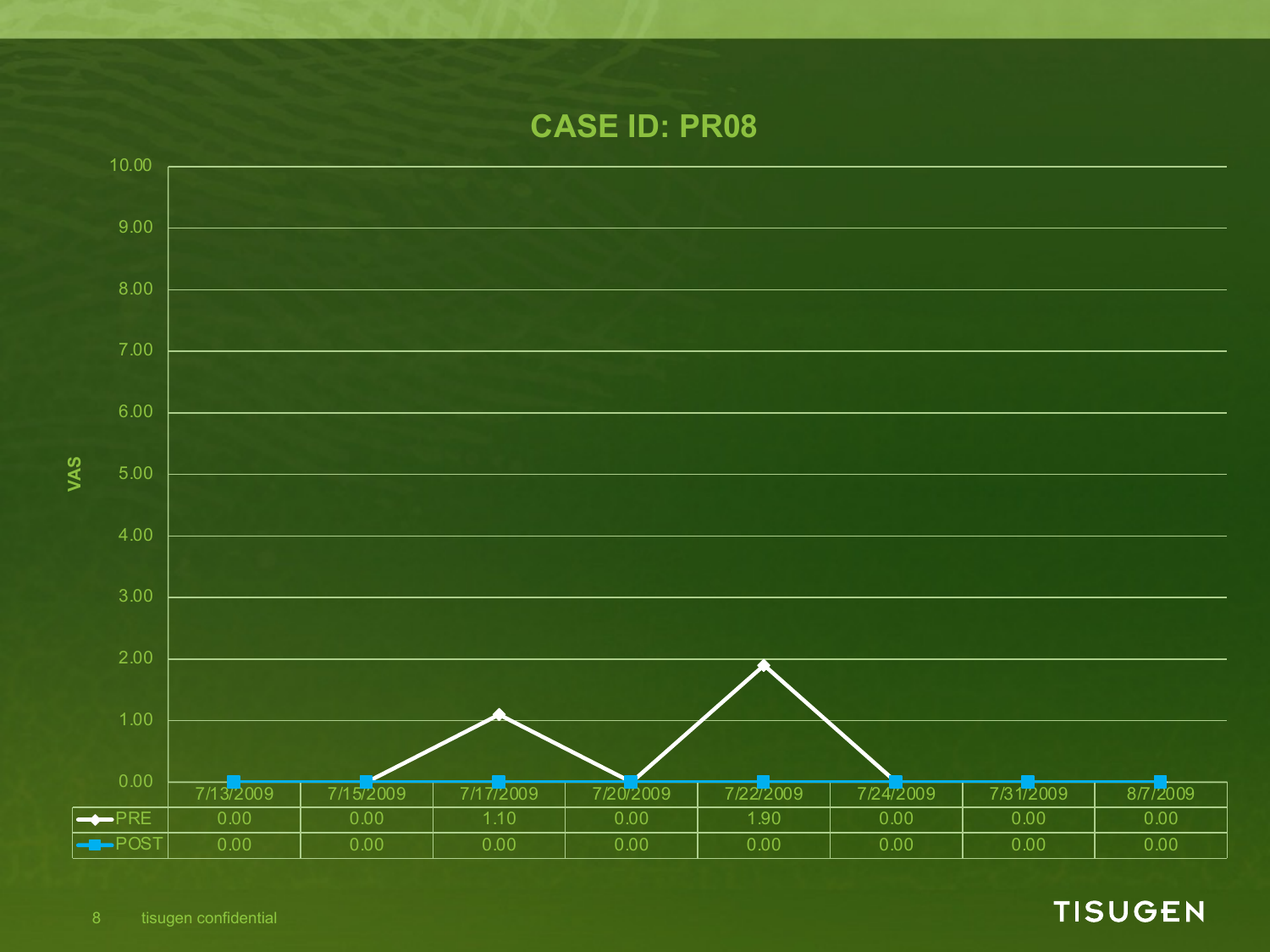# CASE ID: PR08

VAS

| | 7/13/2009 | 7/15/2009 | 7/17/2009 | 7/20/2009 | 7/22/2009 | 7/24/2009 | 7/31/2009 | 8/7/2009 |
|---|---|---|---|---|---|---|---|---|
| PRE | 0.00 | 0.00 | 1.10 | 0.00 | 1.90 | 0.00 | 0.00 | 0.00 |
| POST | 0.00 | 0.00 | 0.00 | 0.00 | 0.00 | 0.00 | 0.00 | 0.00 |

tisugen confidential

TISUGEN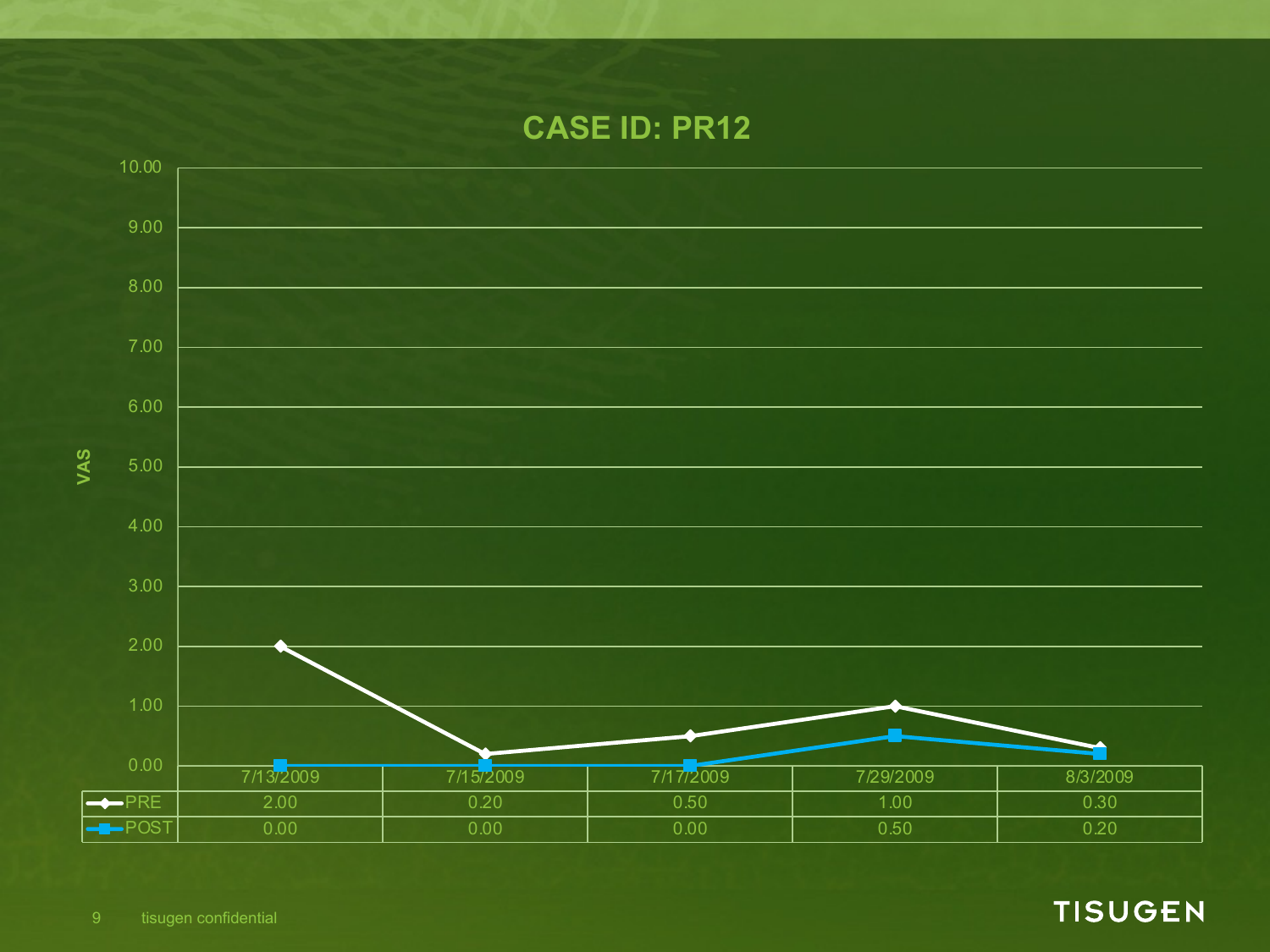# CASE ID: PR12

| | 7/13/2009 | 7/15/2009 | 7/17/2009 | 7/29/2009 | 8/3/2009 |
|---|---|---|---|---|---|
| PRE | 2.00 | 0.20 | 0.50 | 1.00 | 0.30 |
| POST | 0.00 | 0.00 | 0.00 | 0.50 | 0.20 |

VAS

tisugen confidential

TISUGEN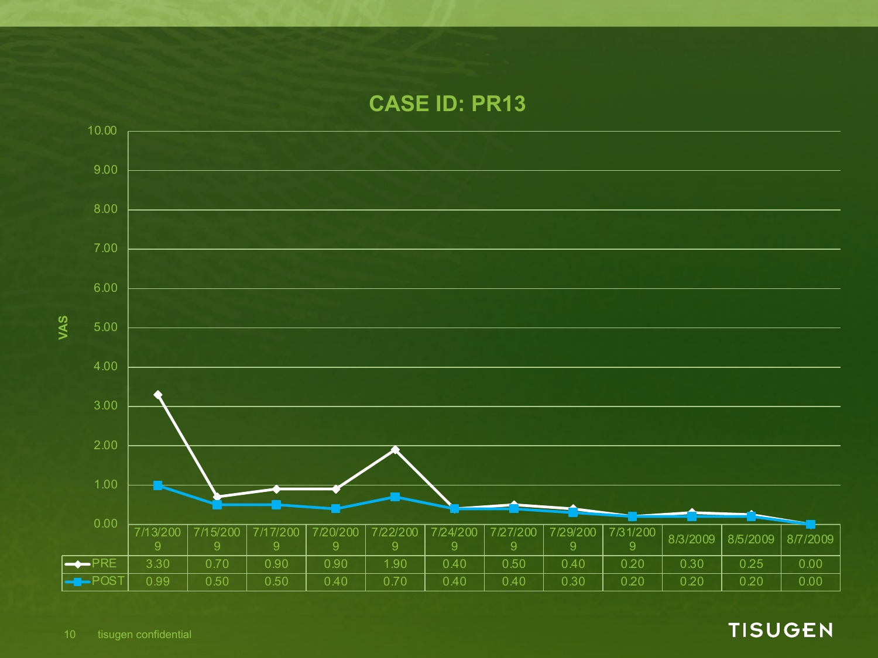## CASE ID: PR13

VAS

| | 7/13/2009 | 7/15/2009 | 7/17/2009 | 7/20/2009 | 7/22/2009 | 7/24/2009 | 7/27/2009 | 7/29/2009 | 7/31/2009 | 8/3/2009 | 8/5/2009 | 8/7/2009 |
|---|---|---|---|---|---|---|---|---|---|---|---|---|
| PRE | 3.30 | 0.70 | 0.90 | 0.90 | 1.90 | 0.40 | 0.50 | 0.40 | 0.20 | 0.30 | 0.25 | 0.00 |
| POST | 0.99 | 0.50 | 0.50 | 0.40 | 0.70 | 0.40 | 0.40 | 0.30 | 0.20 | 0.20 | 0.20 | 0.00 |

tisugen confidential

TISUGEN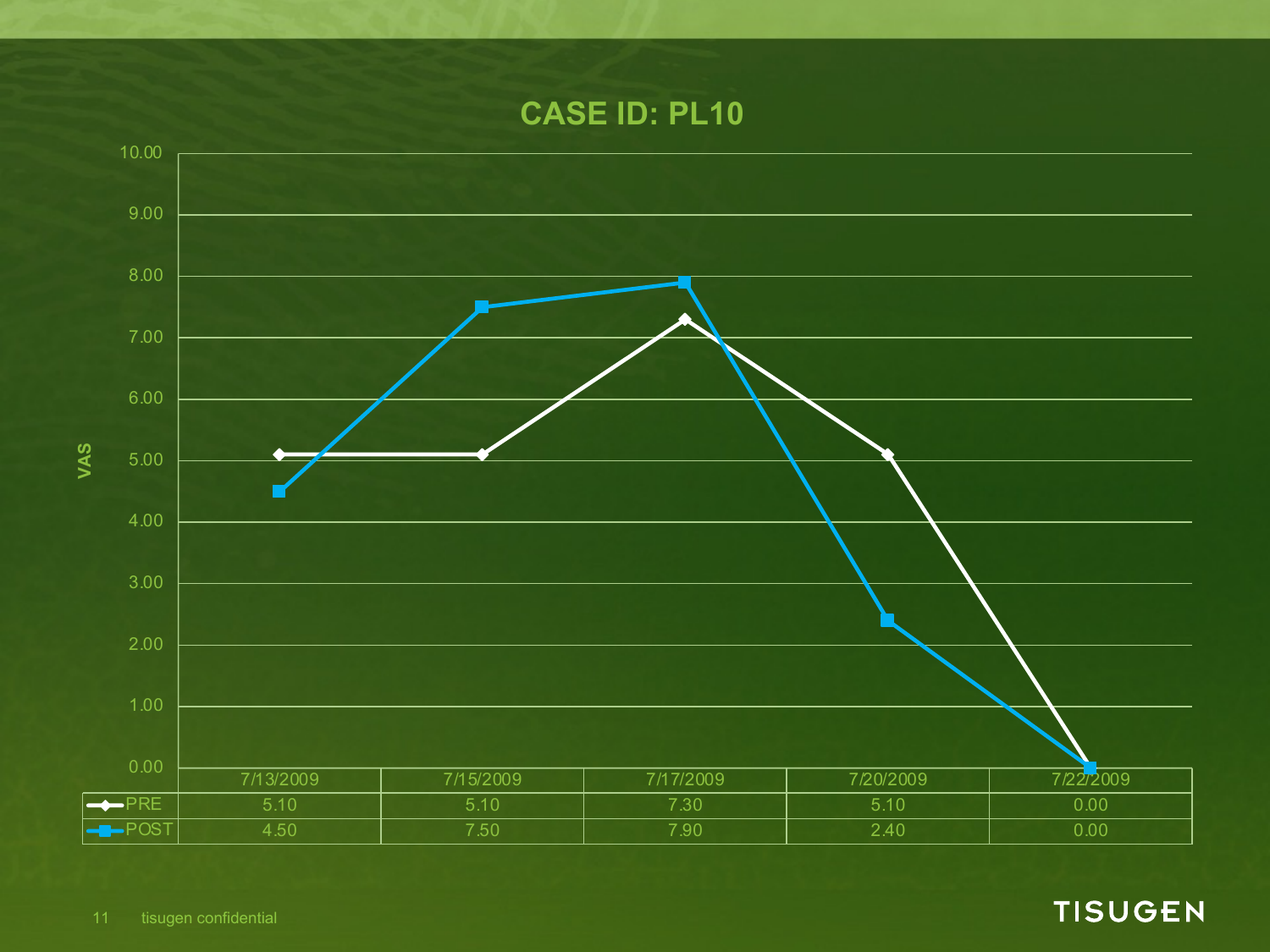# CASE ID: PL10

| | 7/13/2009 | 7/15/2009 | 7/17/2009 | 7/20/2009 | 7/22/2009 |
|---|---|---|---|---|---|
| PRE | 5.10 | 5.10 | 7.30 | 5.10 | 0.00 |
| POST | 4.50 | 7.50 | 7.90 | 2.40 | 0.00 |

tisugen confidential

TISUGEN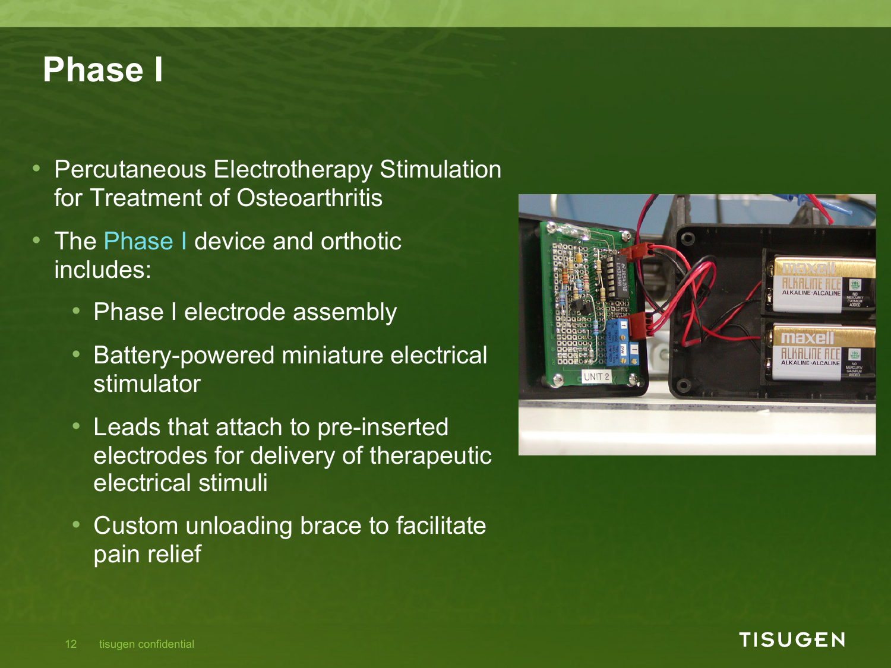# Phase I

- Percutaneous Electrotherapy Stimulation for Treatment of Osteoarthritis
- The Phase I device and orthotic includes:
  - Phase I electrode assembly
  - Battery-powered miniature electrical stimulator
  - Leads that attach to pre-inserted electrodes for delivery of therapeutic electrical stimuli
  - Custom unloading brace to facilitate pain relief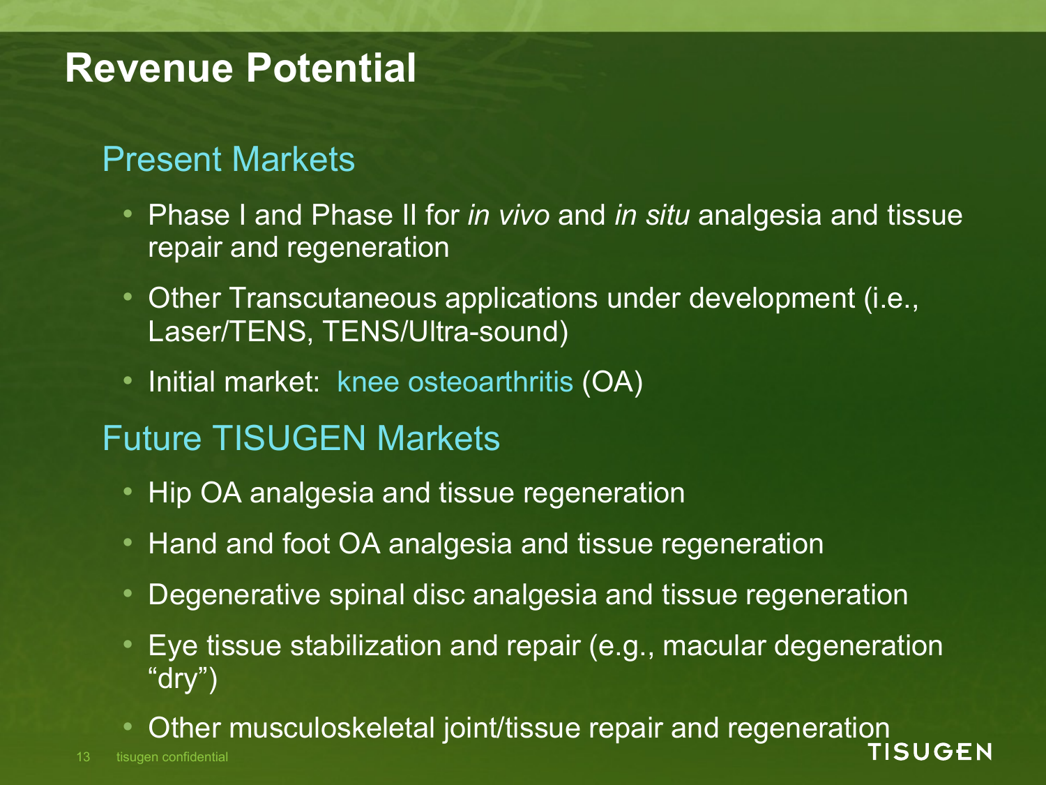# Revenue Potential

## Present Markets

- Phase I and Phase II for *in vivo* and *in situ* analgesia and tissue repair and regeneration
- Other Transcutaneous applications under development (i.e., Laser/TENS, TENS/Ultra-sound)
- Initial market: knee osteoarthritis (OA)

## Future TISUGEN Markets

- Hip OA analgesia and tissue regeneration
- Hand and foot OA analgesia and tissue regeneration
- Degenerative spinal disc analgesia and tissue regeneration
- Eye tissue stabilization and repair (e.g., macular degeneration "dry")
- Other musculoskeletal joint/tissue repair and regeneration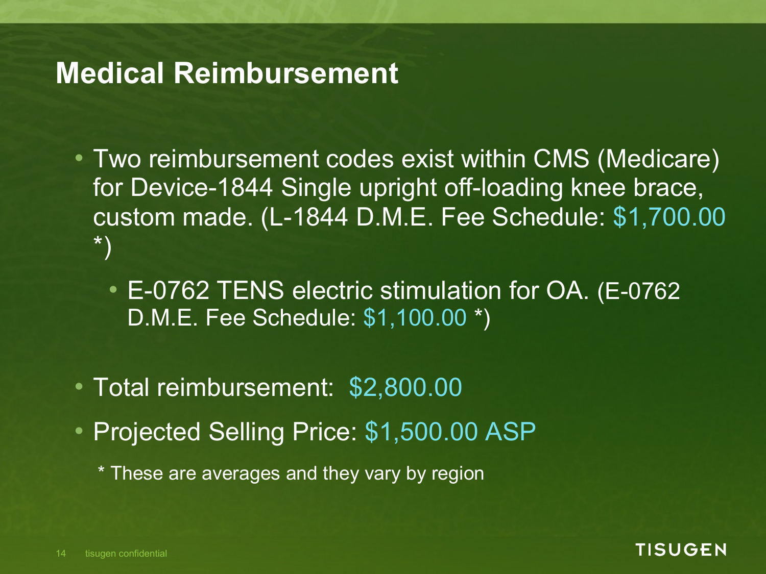# Medical Reimbursement

- Two reimbursement codes exist within CMS (Medicare) for Device-1844 Single upright off-loading knee brace, custom made. (L-1844 D.M.E. Fee Schedule: $1,700.00 *)
  - E-0762 TENS electric stimulation for OA. (E-0762 D.M.E. Fee Schedule: $1,100.00 *)
- Total reimbursement: $2,800.00
- Projected Selling Price: $1,500.00 ASP

* These are averages and they vary by region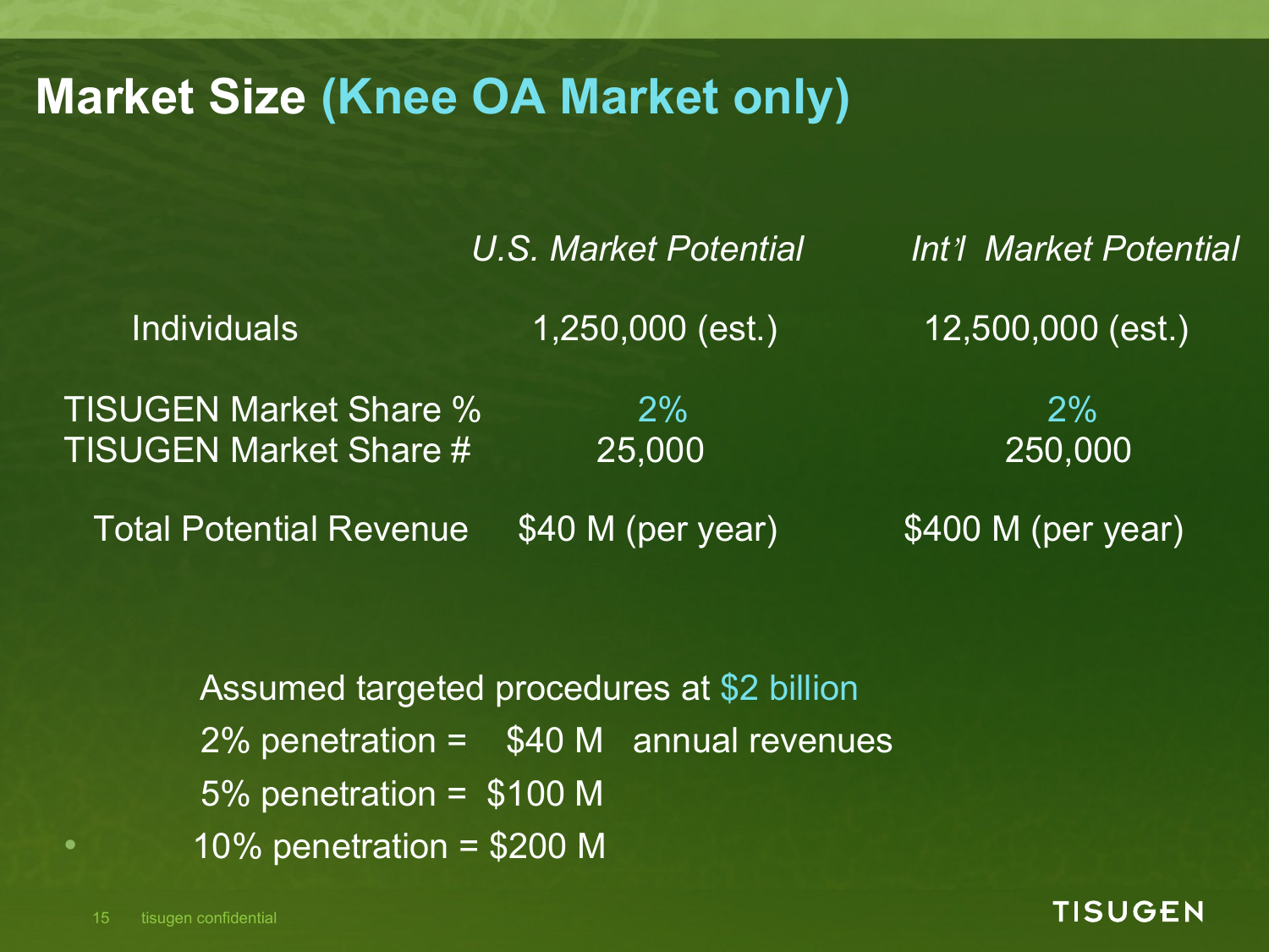# Market Size (Knee OA Market only)

| | *U.S. Market Potential* | *Int'l Market Potential* |
|---|---|---|
| Individuals | 1,250,000 (est.) | 12,500,000 (est.) |
| TISUGEN Market Share % | 2% | 2% |
| TISUGEN Market Share # | 25,000 | 250,000 |
| Total Potential Revenue | $40 M (per year) | $400 M (per year) |

Assumed targeted procedures at $2 billion

2% penetration = $40 M annual revenues

5% penetration = $100 M

- 10% penetration = $200 M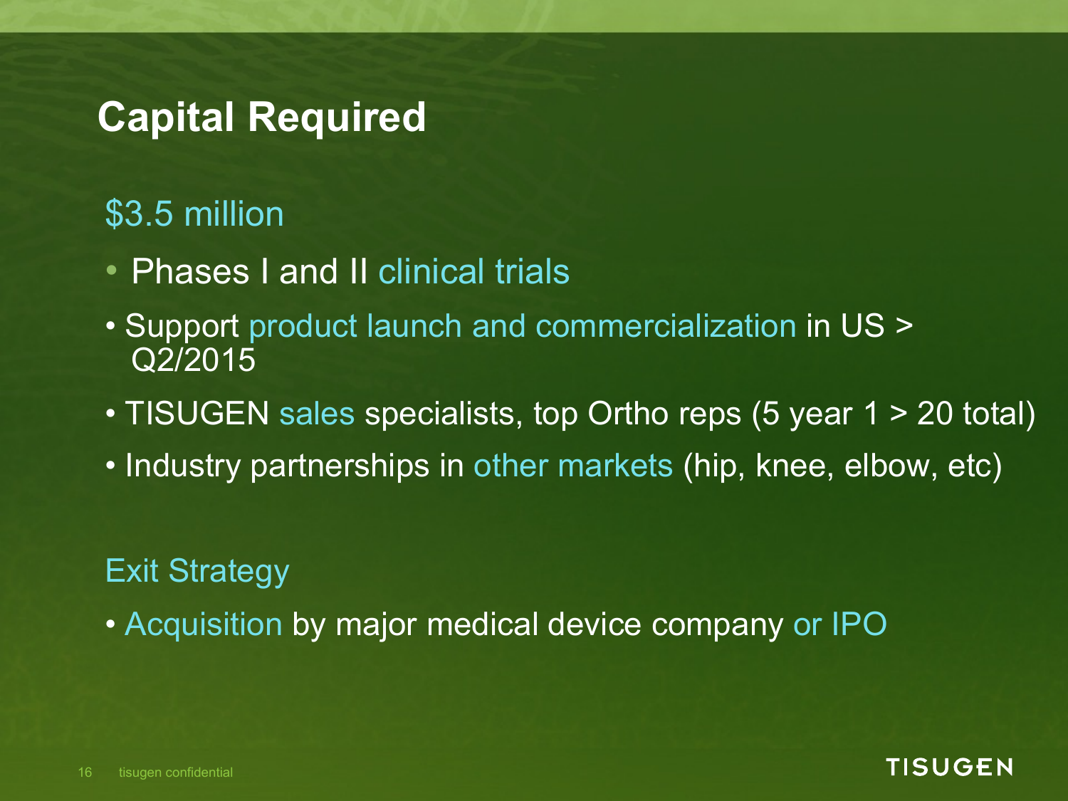# Capital Required

## $3.5 million

- Phases I and II clinical trials
- Support product launch and commercialization in US > Q2/2015
- TISUGEN sales specialists, top Ortho reps (5 year 1 > 20 total)
- Industry partnerships in other markets (hip, knee, elbow, etc)

## Exit Strategy

- Acquisition by major medical device company or IPO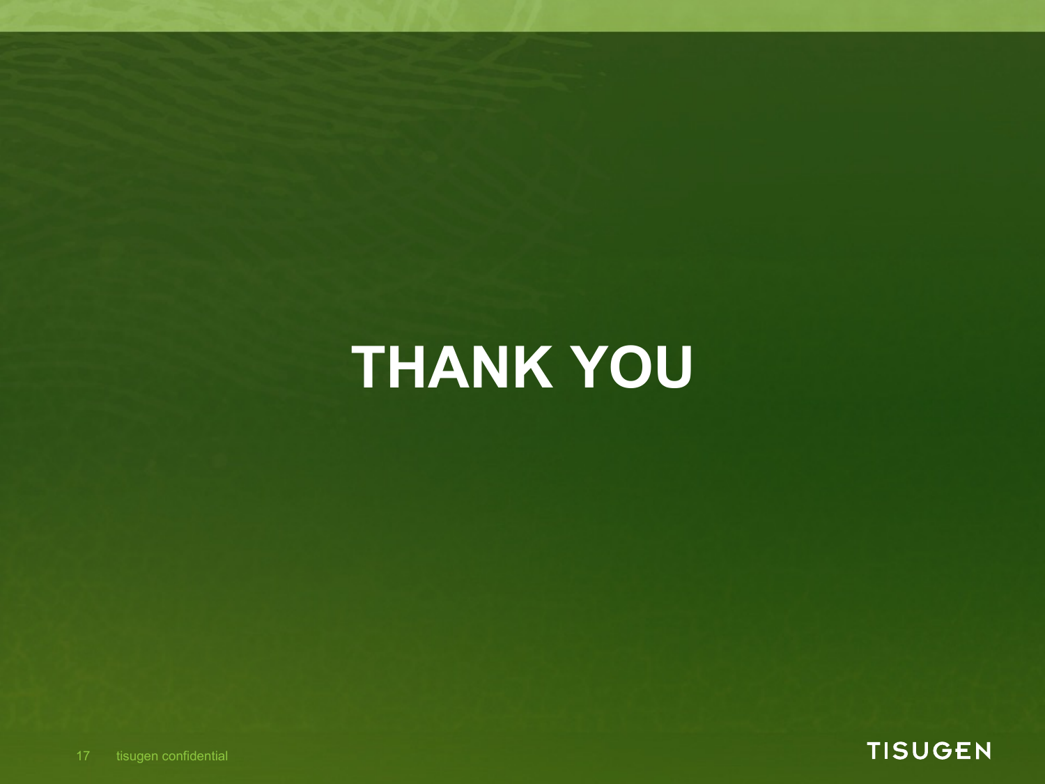# THANK YOU

tisugen confidential

TISUGEN